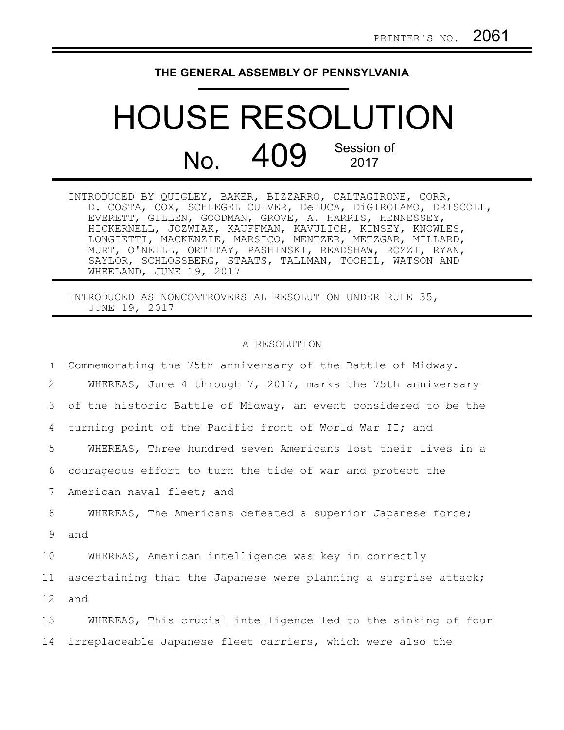PRINTER'S NO. 2061

# THE GENERAL ASSEMBLY OF PENNSYLVANIA

# HOUSE RESOLUTION

## No. 409 Session of 2017

INTRODUCED BY QUIGLEY, BAKER, BIZZARRO, CALTAGIRONE, CORR, D. COSTA, COX, SCHLEGEL CULVER, DeLUCA, DiGIROLAMO, DRISCOLL, EVERETT, GILLEN, GOODMAN, GROVE, A. HARRIS, HENNESSEY, HICKERNELL, JOZWIAK, KAUFFMAN, KAVULICH, KINSEY, KNOWLES, LONGIETTI, MACKENZIE, MARSICO, MENTZER, METZGAR, MILLARD, MURT, O'NEILL, ORTITAY, PASHINSKI, READSHAW, ROZZI, RYAN, SAYLOR, SCHLOSSBERG, STAATS, TALLMAN, TOOHIL, WATSON AND WHEELAND, JUNE 19, 2017

INTRODUCED AS NONCONTROVERSIAL RESOLUTION UNDER RULE 35, JUNE 19, 2017

A RESOLUTION

1 Commemorating the 75th anniversary of the Battle of Midway.

2 WHEREAS, June 4 through 7, 2017, marks the 75th anniversary
3 of the historic Battle of Midway, an event considered to be the
4 turning point of the Pacific front of World War II; and

5 WHEREAS, Three hundred seven Americans lost their lives in a
6 courageous effort to turn the tide of war and protect the
7 American naval fleet; and

8 WHEREAS, The Americans defeated a superior Japanese force;
9 and

10 WHEREAS, American intelligence was key in correctly
11 ascertaining that the Japanese were planning a surprise attack;
12 and

13 WHEREAS, This crucial intelligence led to the sinking of four
14 irreplaceable Japanese fleet carriers, which were also the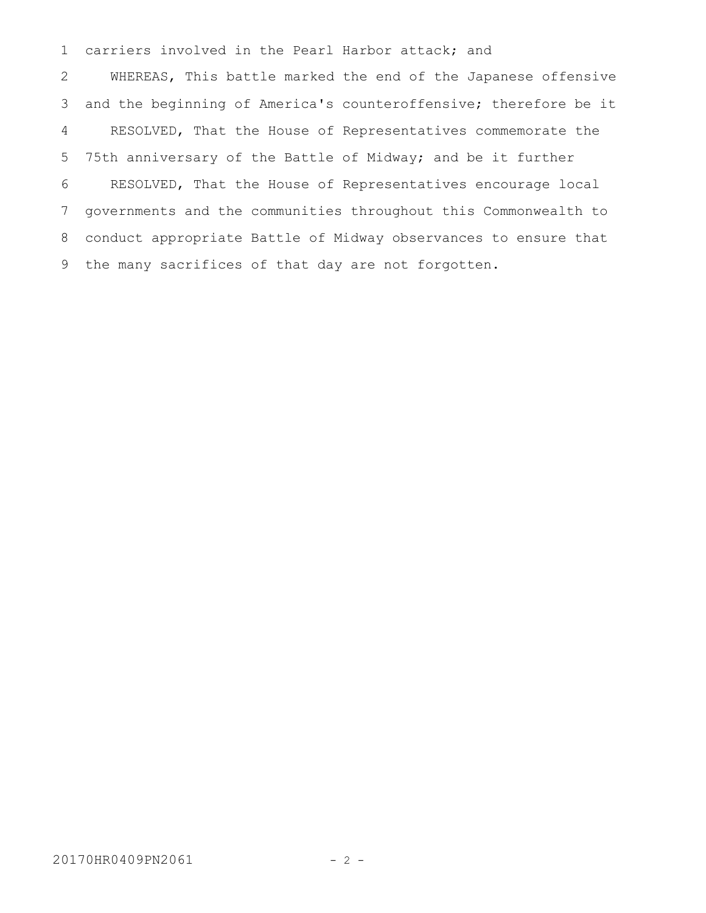carriers involved in the Pearl Harbor attack; and

WHEREAS, This battle marked the end of the Japanese offensive and the beginning of America's counteroffensive; therefore be it

RESOLVED, That the House of Representatives commemorate the 75th anniversary of the Battle of Midway; and be it further

RESOLVED, That the House of Representatives encourage local governments and the communities throughout this Commonwealth to conduct appropriate Battle of Midway observances to ensure that the many sacrifices of that day are not forgotten.